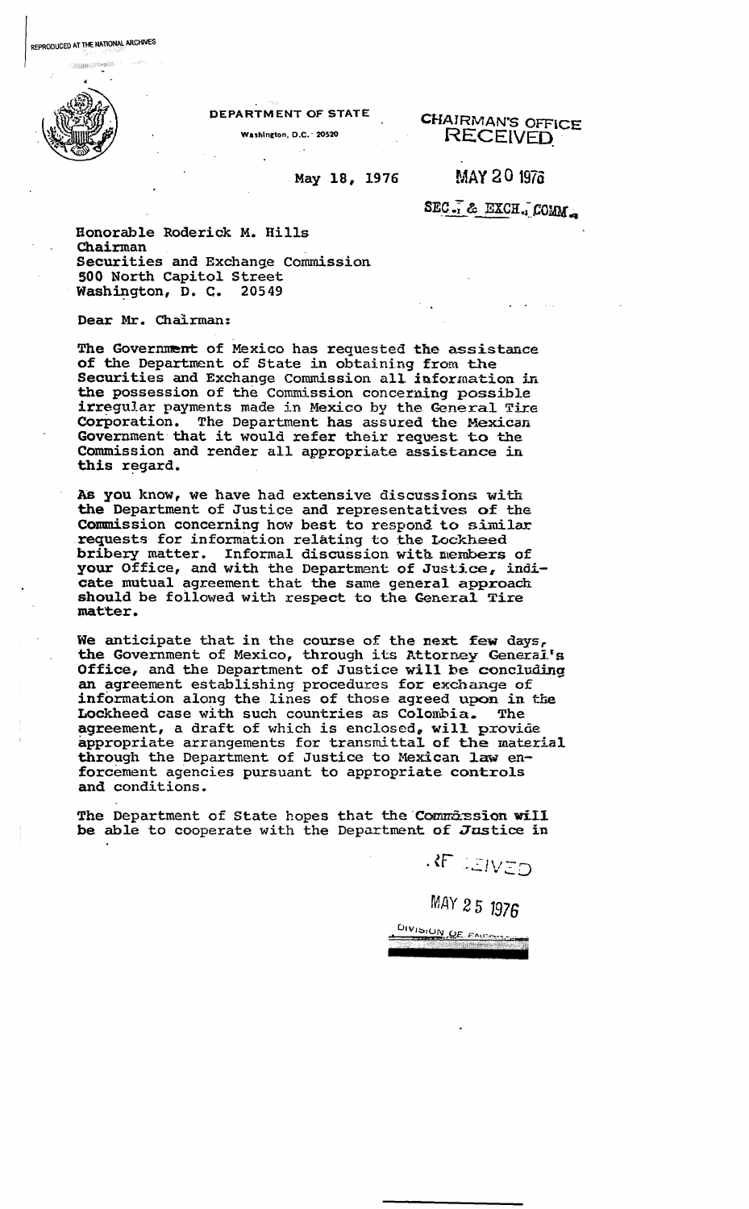DEPARTMENT OF STATE

Washington, D.C. 20520

CHAIRMAN'S OFFICE
RECEIVED

May 18, 1976

MAY 20 1976

SEC. & EXCH. COMM.

Honorable Roderick M. Hills
Chairman
Securities and Exchange Commission
500 North Capitol Street
Washington, D. C. 20549

Dear Mr. Chairman:

The Government of Mexico has requested the assistance of the Department of State in obtaining from the Securities and Exchange Commission all information in the possession of the Commission concerning possible irregular payments made in Mexico by the General Tire Corporation. The Department has assured the Mexican Government that it would refer their request to the Commission and render all appropriate assistance in this regard.

As you know, we have had extensive discussions with the Department of Justice and representatives of the Commission concerning how best to respond to similar requests for information relating to the Lockheed bribery matter. Informal discussion with members of your Office, and with the Department of Justice, indicate mutual agreement that the same general approach should be followed with respect to the General Tire matter.

We anticipate that in the course of the next few days, the Government of Mexico, through its Attorney General's Office, and the Department of Justice will be concluding an agreement establishing procedures for exchange of information along the lines of those agreed upon in the Lockheed case with such countries as Colombia. The agreement, a draft of which is enclosed, will provide appropriate arrangements for transmittal of the material through the Department of Justice to Mexican law enforcement agencies pursuant to appropriate controls and conditions.

The Department of State hopes that the Commission will be able to cooperate with the Department of Justice in

RECEIVED

MAY 25 1976

DIVISION OF ENFORCEMENT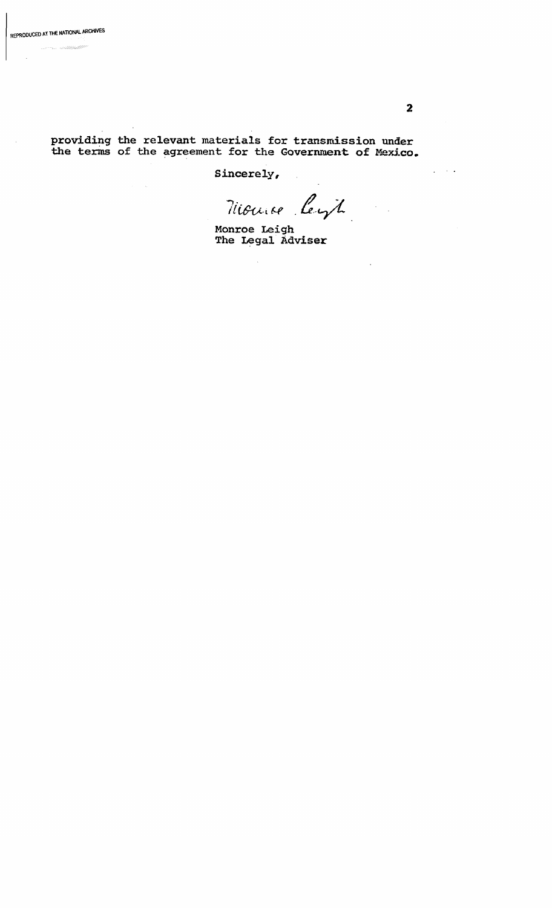providing the relevant materials for transmission under the terms of the agreement for the Government of Mexico.

Sincerely,

Monroe Leigh

Monroe Leigh
The Legal Adviser